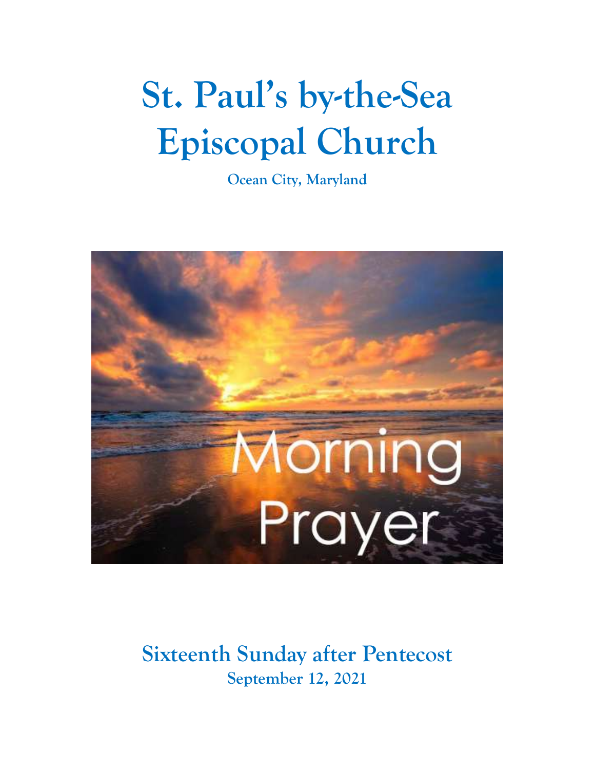# St. Paul's by-the-Sea Episcopal Church

**Ocean City, Maryland**

## Sixteenth Sunday after Pentecost

**September 12, 2021**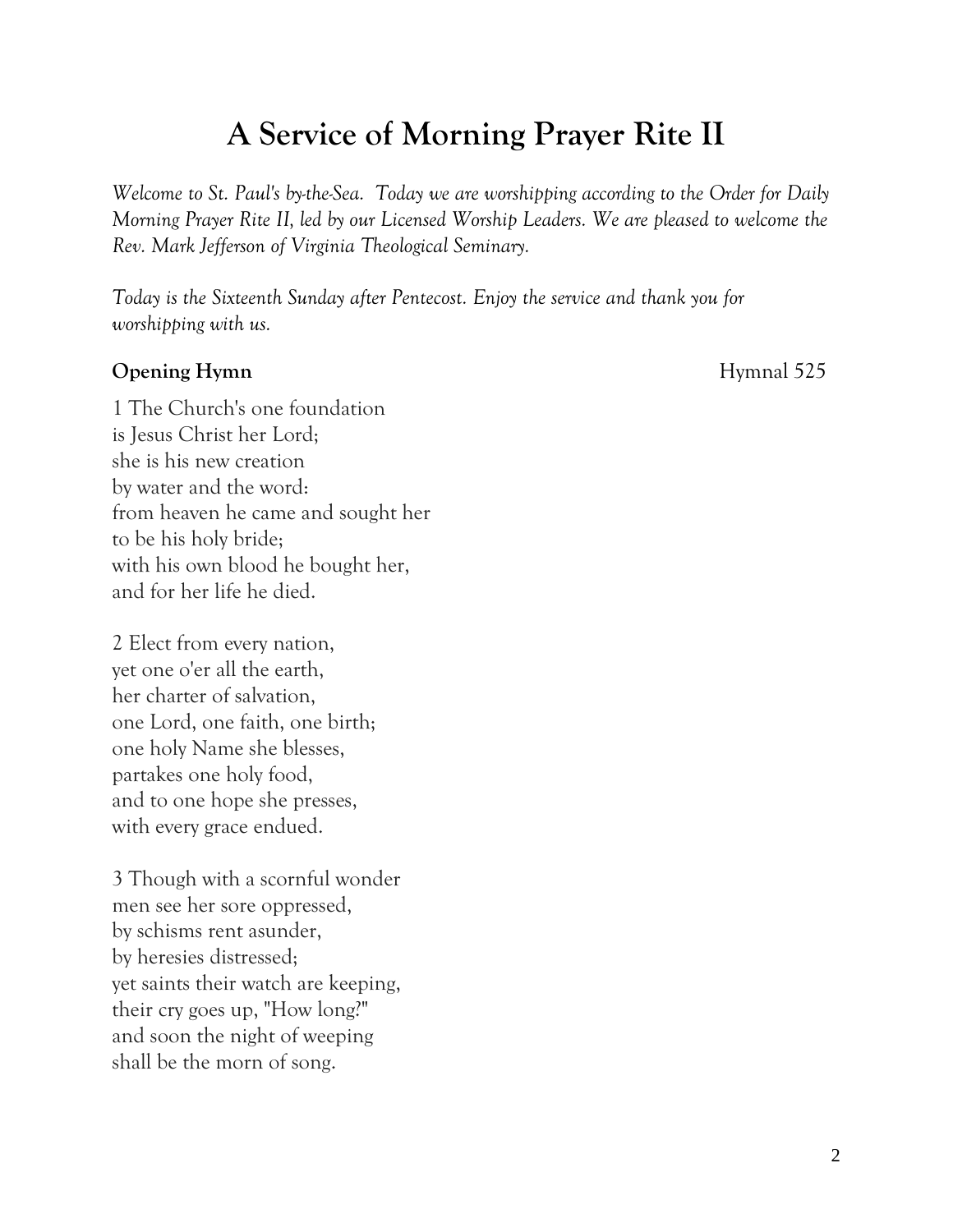# A Service of Morning Prayer Rite II

*Welcome to St. Paul's by-the-Sea. Today we are worshipping according to the Order for Daily Morning Prayer Rite II, led by our Licensed Worship Leaders. We are pleased to welcome the Rev. Mark Jefferson of Virginia Theological Seminary.*

*Today is the Sixteenth Sunday after Pentecost. Enjoy the service and thank you for worshipping with us.*

**Opening Hymn** Hymnal 525

1 The Church's one foundation
is Jesus Christ her Lord;
she is his new creation
by water and the word:
from heaven he came and sought her
to be his holy bride;
with his own blood he bought her,
and for her life he died.

2 Elect from every nation,
yet one o'er all the earth,
her charter of salvation,
one Lord, one faith, one birth;
one holy Name she blesses,
partakes one holy food,
and to one hope she presses,
with every grace endued.

3 Though with a scornful wonder
men see her sore oppressed,
by schisms rent asunder,
by heresies distressed;
yet saints their watch are keeping,
their cry goes up, "How long?"
and soon the night of weeping
shall be the morn of song.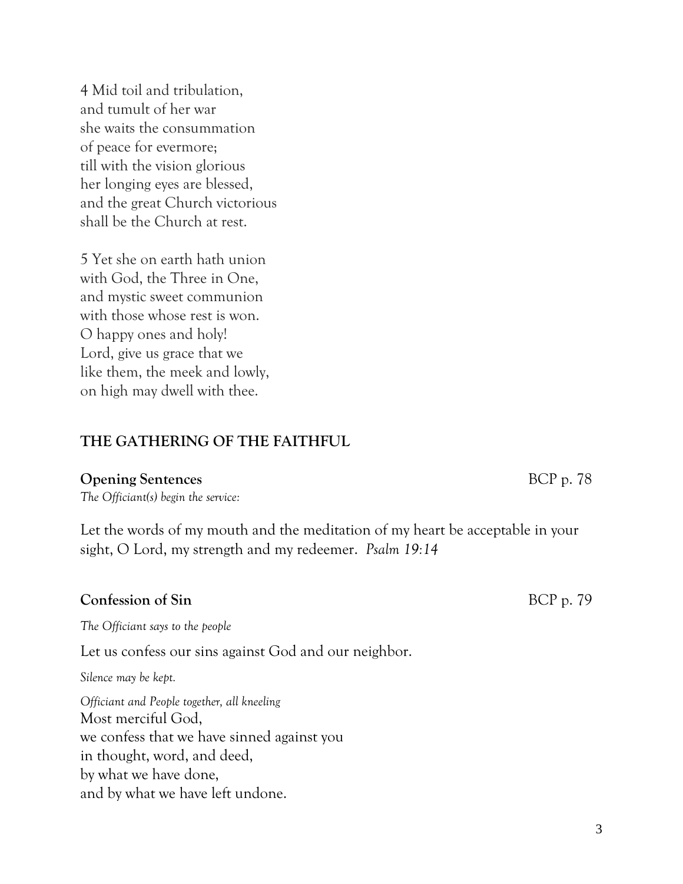4 Mid toil and tribulation,
and tumult of her war
she waits the consummation
of peace for evermore;
till with the vision glorious
her longing eyes are blessed,
and the great Church victorious
shall be the Church at rest.

5 Yet she on earth hath union
with God, the Three in One,
and mystic sweet communion
with those whose rest is won.
O happy ones and holy!
Lord, give us grace that we
like them, the meek and lowly,
on high may dwell with thee.

## THE GATHERING OF THE FAITHFUL

**Opening Sentences** BCP p. 78

*The Officiant(s) begin the service:*

Let the words of my mouth and the meditation of my heart be acceptable in your sight, O Lord, my strength and my redeemer. *Psalm 19:14*

**Confession of Sin** BCP p. 79

*The Officiant says to the people*

Let us confess our sins against God and our neighbor.

*Silence may be kept.*

*Officiant and People together, all kneeling*

Most merciful God,
we confess that we have sinned against you
in thought, word, and deed,
by what we have done,
and by what we have left undone.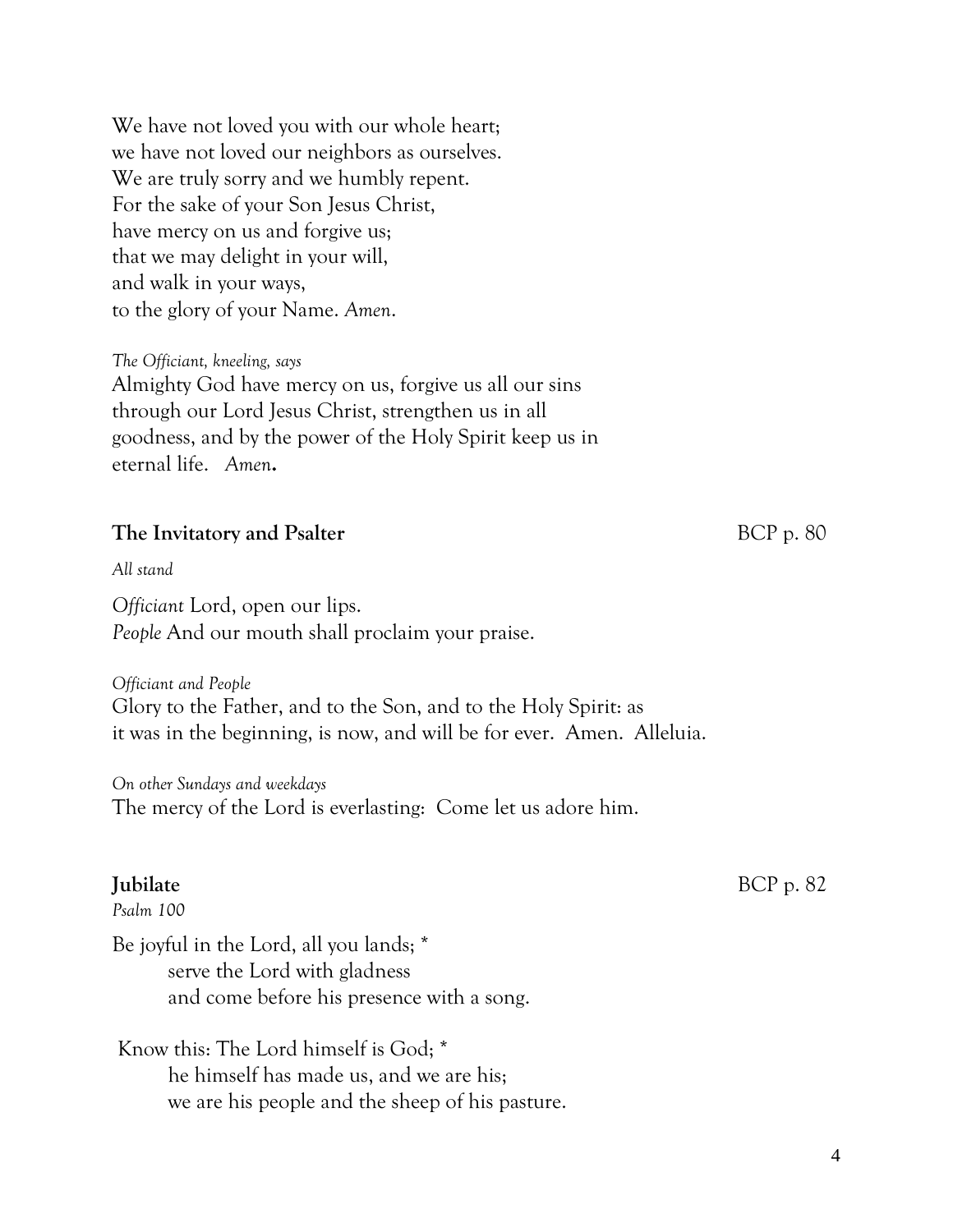We have not loved you with our whole heart;  
we have not loved our neighbors as ourselves.  
We are truly sorry and we humbly repent.  
For the sake of your Son Jesus Christ,  
have mercy on us and forgive us;  
that we may delight in your will,  
and walk in your ways,  
to the glory of your Name. *Amen*.

*The Officiant, kneeling, says*  
Almighty God have mercy on us, forgive us all our sins through our Lord Jesus Christ, strengthen us in all goodness, and by the power of the Holy Spirit keep us in eternal life. *Amen***.**

**The Invitatory and Psalter** BCP p. 80

*All stand*

*Officiant* Lord, open our lips.  
*People* And our mouth shall proclaim your praise.

*Officiant and People*  
Glory to the Father, and to the Son, and to the Holy Spirit: as it was in the beginning, is now, and will be for ever. Amen. Alleluia.

*On other Sundays and weekdays*  
The mercy of the Lord is everlasting: Come let us adore him.

**Jubilate** BCP p. 82  
*Psalm 100*

Be joyful in the Lord, all you lands; *  
    serve the Lord with gladness  
    and come before his presence with a song.

Know this: The Lord himself is God; *  
    he himself has made us, and we are his;  
    we are his people and the sheep of his pasture.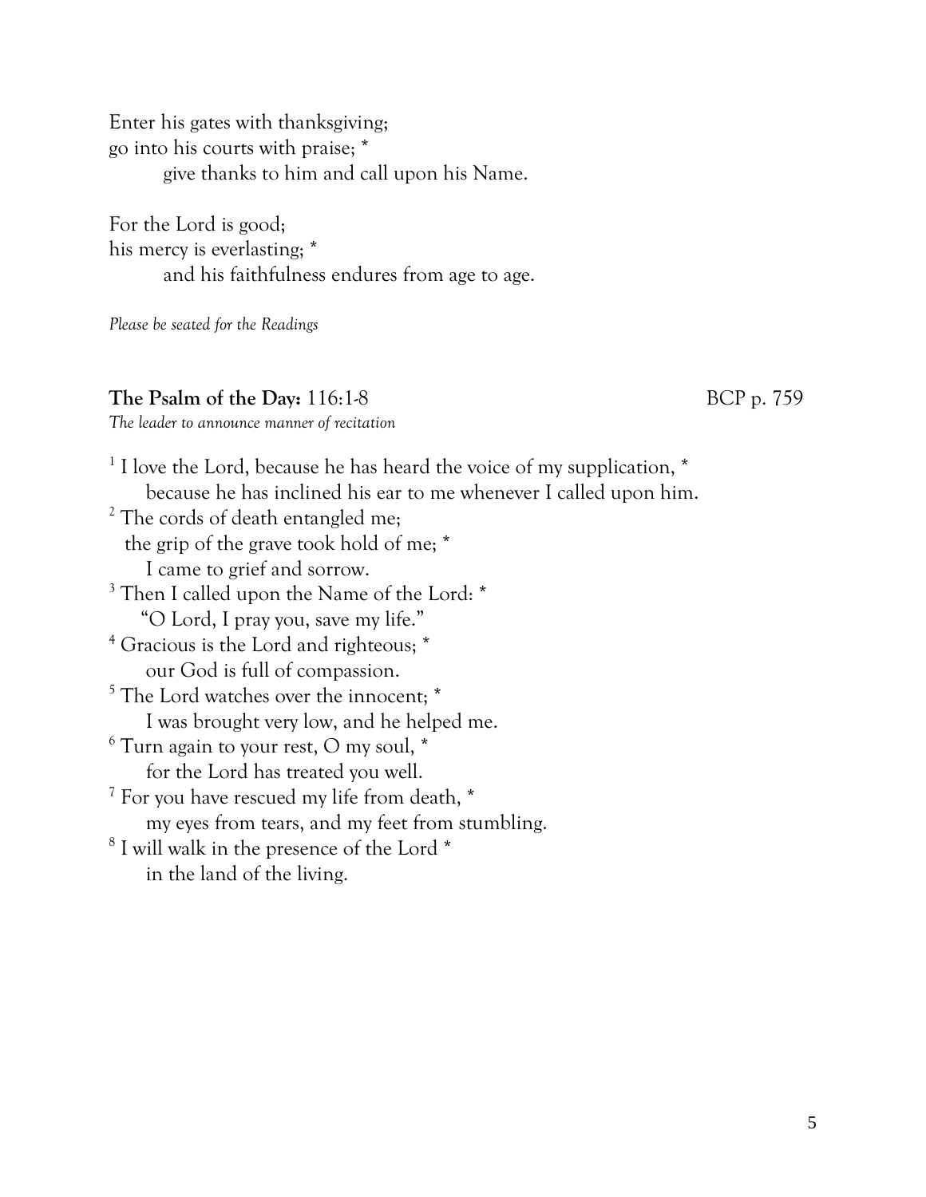Enter his gates with thanksgiving;
go into his courts with praise; *
    give thanks to him and call upon his Name.

For the Lord is good;
his mercy is everlasting; *
    and his faithfulness endures from age to age.

*Please be seated for the Readings*

**The Psalm of the Day:** 116:1-8 BCP p. 759

*The leader to announce manner of recitation*

[1] I love the Lord, because he has heard the voice of my supplication, *
    because he has inclined his ear to me whenever I called upon him.
[2] The cords of death entangled me;
  the grip of the grave took hold of me; *
    I came to grief and sorrow.
[3] Then I called upon the Name of the Lord: *
    "O Lord, I pray you, save my life."
[4] Gracious is the Lord and righteous; *
    our God is full of compassion.
[5] The Lord watches over the innocent; *
    I was brought very low, and he helped me.
[6] Turn again to your rest, O my soul, *
    for the Lord has treated you well.
[7] For you have rescued my life from death, *
    my eyes from tears, and my feet from stumbling.
[8] I will walk in the presence of the Lord *
    in the land of the living.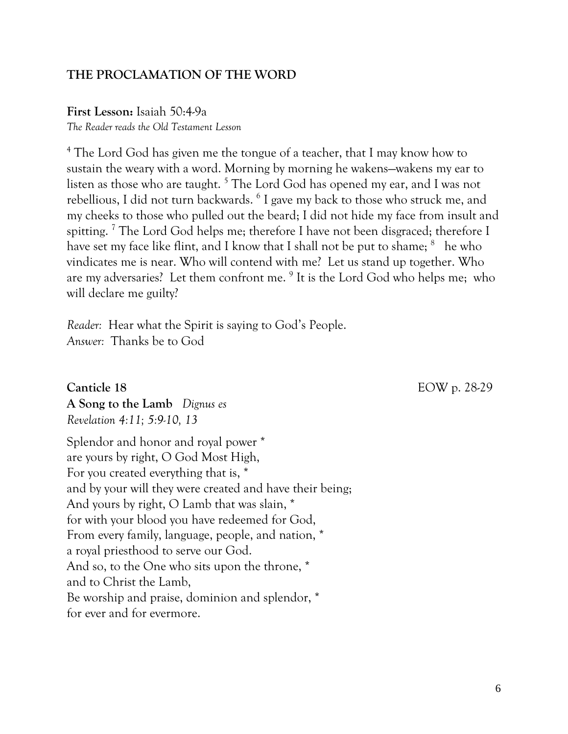## THE PROCLAMATION OF THE WORD

**First Lesson:** Isaiah 50:4-9a
*The Reader reads the Old Testament Lesson*

[4] The Lord God has given me the tongue of a teacher, that I may know how to sustain the weary with a word. Morning by morning he wakens—wakens my ear to listen as those who are taught. [5] The Lord God has opened my ear, and I was not rebellious, I did not turn backwards. [6] I gave my back to those who struck me, and my cheeks to those who pulled out the beard; I did not hide my face from insult and spitting. [7] The Lord God helps me; therefore I have not been disgraced; therefore I have set my face like flint, and I know that I shall not be put to shame; [8] he who vindicates me is near. Who will contend with me? Let us stand up together. Who are my adversaries? Let them confront me. [9] It is the Lord God who helps me; who will declare me guilty?

*Reader:* Hear what the Spirit is saying to God's People.
*Answer:* Thanks be to God

**Canticle 18** EOW p. 28-29
**A Song to the Lamb** *Dignus es*
*Revelation 4:11; 5:9-10, 13*

Splendor and honor and royal power *
are yours by right, O God Most High,
For you created everything that is, *
and by your will they were created and have their being;
And yours by right, O Lamb that was slain, *
for with your blood you have redeemed for God,
From every family, language, people, and nation, *
a royal priesthood to serve our God.
And so, to the One who sits upon the throne, *
and to Christ the Lamb,
Be worship and praise, dominion and splendor, *
for ever and for evermore.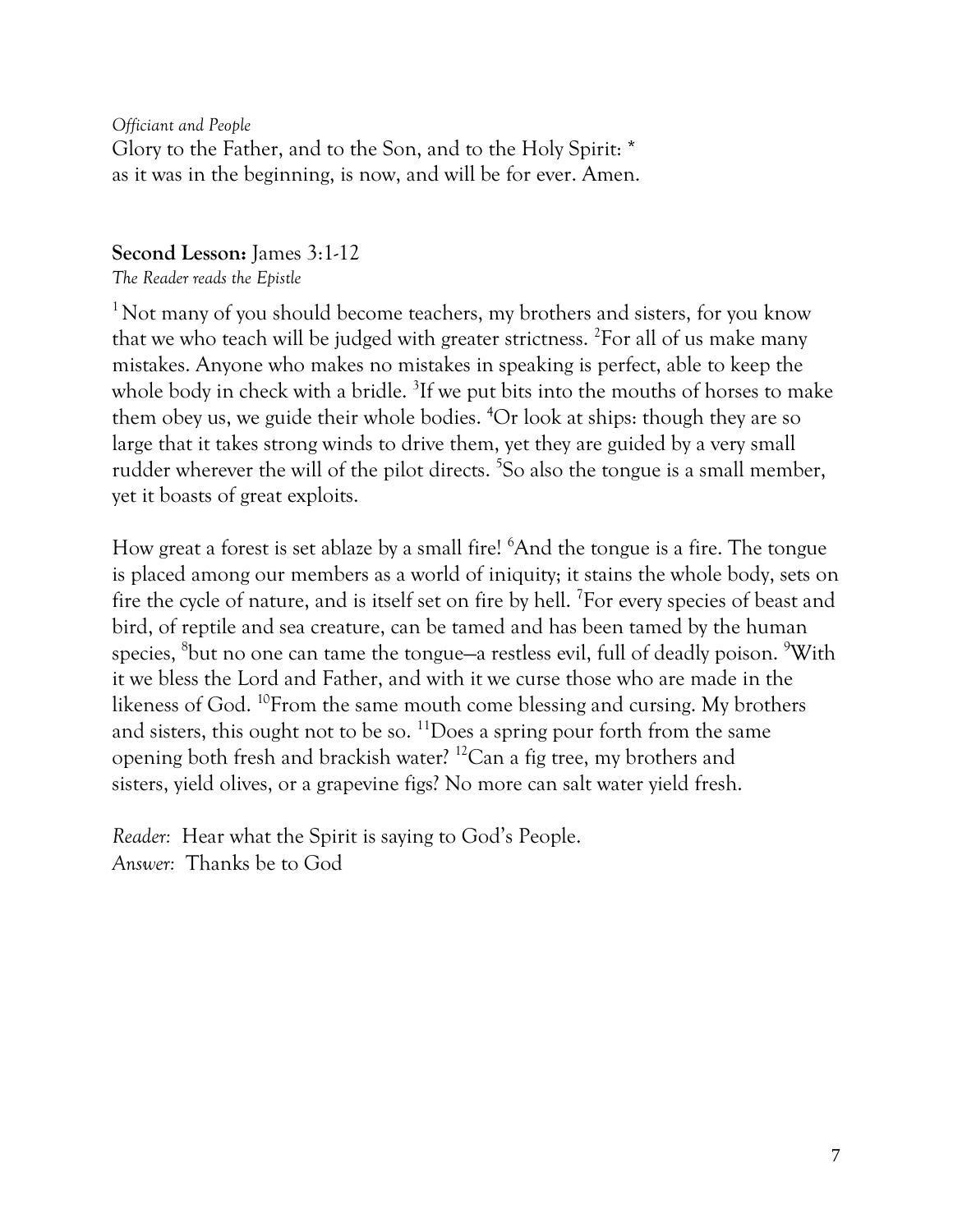*Officiant and People*
Glory to the Father, and to the Son, and to the Holy Spirit: *
as it was in the beginning, is now, and will be for ever. Amen.

**Second Lesson:** James 3:1-12
*The Reader reads the Epistle*

[1] Not many of you should become teachers, my brothers and sisters, for you know that we who teach will be judged with greater strictness. [2]For all of us make many mistakes. Anyone who makes no mistakes in speaking is perfect, able to keep the whole body in check with a bridle. [3]If we put bits into the mouths of horses to make them obey us, we guide their whole bodies. [4]Or look at ships: though they are so large that it takes strong winds to drive them, yet they are guided by a very small rudder wherever the will of the pilot directs. [5]So also the tongue is a small member, yet it boasts of great exploits.

How great a forest is set ablaze by a small fire! [6]And the tongue is a fire. The tongue is placed among our members as a world of iniquity; it stains the whole body, sets on fire the cycle of nature, and is itself set on fire by hell. [7]For every species of beast and bird, of reptile and sea creature, can be tamed and has been tamed by the human species, [8]but no one can tame the tongue—a restless evil, full of deadly poison. [9]With it we bless the Lord and Father, and with it we curse those who are made in the likeness of God. [10]From the same mouth come blessing and cursing. My brothers and sisters, this ought not to be so. [11]Does a spring pour forth from the same opening both fresh and brackish water? [12]Can a fig tree, my brothers and sisters, yield olives, or a grapevine figs? No more can salt water yield fresh.

*Reader:* Hear what the Spirit is saying to God's People.
*Answer:* Thanks be to God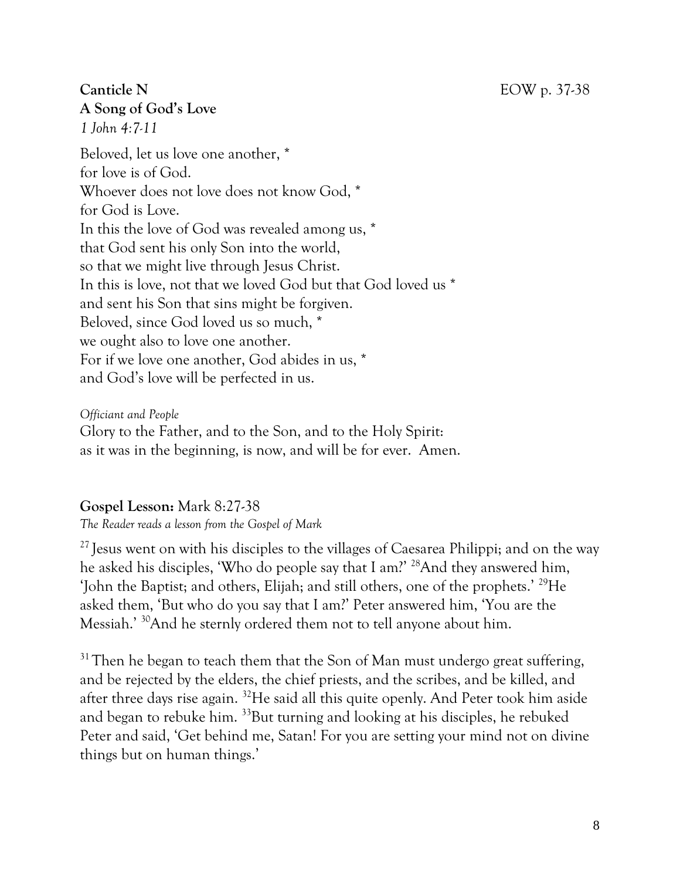**Canticle N** EOW p. 37-38

**A Song of God's Love**

*1 John 4:7-11*

Beloved, let us love one another, *
for love is of God.
Whoever does not love does not know God, *
for God is Love.
In this the love of God was revealed among us, *
that God sent his only Son into the world,
so that we might live through Jesus Christ.
In this is love, not that we loved God but that God loved us *
and sent his Son that sins might be forgiven.
Beloved, since God loved us so much, *
we ought also to love one another.
For if we love one another, God abides in us, *
and God's love will be perfected in us.

*Officiant and People*

Glory to the Father, and to the Son, and to the Holy Spirit:
as it was in the beginning, is now, and will be for ever. Amen.

**Gospel Lesson:** Mark 8:27-38

*The Reader reads a lesson from the Gospel of Mark*

[27] Jesus went on with his disciples to the villages of Caesarea Philippi; and on the way he asked his disciples, 'Who do people say that I am?' [28]And they answered him, 'John the Baptist; and others, Elijah; and still others, one of the prophets.' [29]He asked them, 'But who do you say that I am?' Peter answered him, 'You are the Messiah.' [30]And he sternly ordered them not to tell anyone about him.

[31] Then he began to teach them that the Son of Man must undergo great suffering, and be rejected by the elders, the chief priests, and the scribes, and be killed, and after three days rise again. [32]He said all this quite openly. And Peter took him aside and began to rebuke him. [33]But turning and looking at his disciples, he rebuked Peter and said, 'Get behind me, Satan! For you are setting your mind not on divine things but on human things.'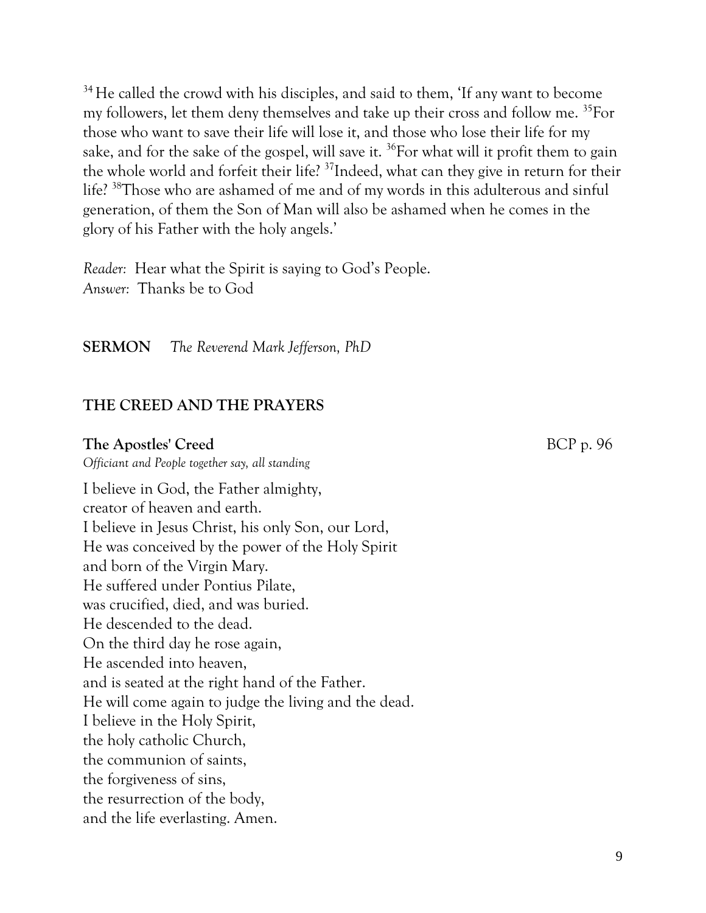[34] He called the crowd with his disciples, and said to them, 'If any want to become my followers, let them deny themselves and take up their cross and follow me. [35]For those who want to save their life will lose it, and those who lose their life for my sake, and for the sake of the gospel, will save it. [36]For what will it profit them to gain the whole world and forfeit their life? [37]Indeed, what can they give in return for their life? [38]Those who are ashamed of me and of my words in this adulterous and sinful generation, of them the Son of Man will also be ashamed when he comes in the glory of his Father with the holy angels.'

*Reader:* Hear what the Spirit is saying to God's People.
*Answer:* Thanks be to God

**SERMON** *The Reverend Mark Jefferson, PhD*

## THE CREED AND THE PRAYERS

**The Apostles' Creed** BCP p. 96

*Officiant and People together say, all standing*

I believe in God, the Father almighty,
creator of heaven and earth.
I believe in Jesus Christ, his only Son, our Lord,
He was conceived by the power of the Holy Spirit
and born of the Virgin Mary.
He suffered under Pontius Pilate,
was crucified, died, and was buried.
He descended to the dead.
On the third day he rose again,
He ascended into heaven,
and is seated at the right hand of the Father.
He will come again to judge the living and the dead.
I believe in the Holy Spirit,
the holy catholic Church,
the communion of saints,
the forgiveness of sins,
the resurrection of the body,
and the life everlasting. Amen.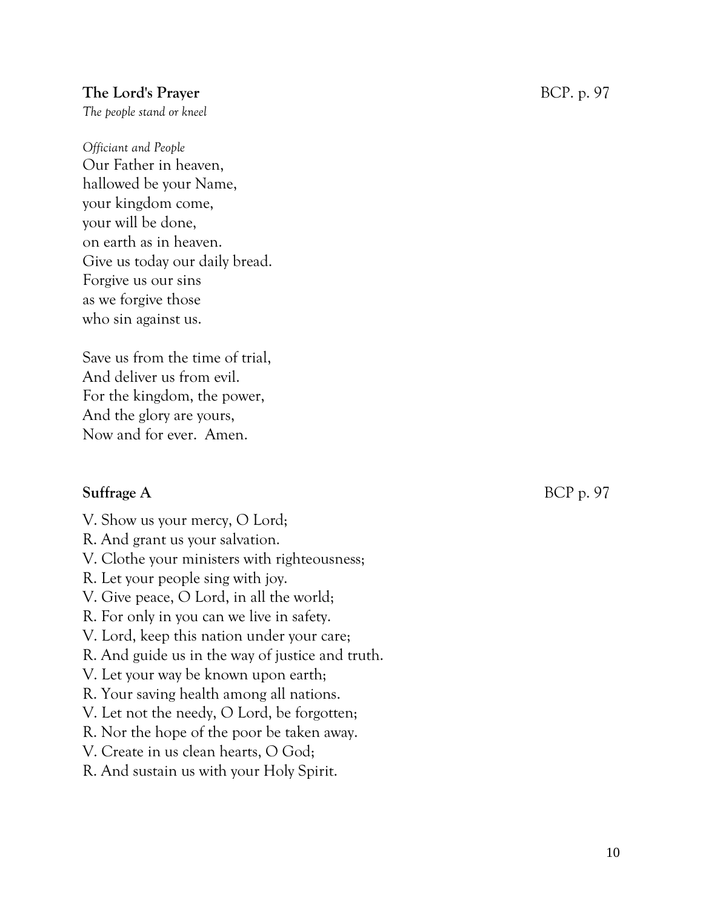**The Lord's Prayer** BCP. p. 97

*The people stand or kneel*

*Officiant and People*

Our Father in heaven,
hallowed be your Name,
your kingdom come,
your will be done,
on earth as in heaven.
Give us today our daily bread.
Forgive us our sins
as we forgive those
who sin against us.

Save us from the time of trial,
And deliver us from evil.
For the kingdom, the power,
And the glory are yours,
Now and for ever. Amen.

**Suffrage A** BCP p. 97

V. Show us your mercy, O Lord;
R. And grant us your salvation.
V. Clothe your ministers with righteousness;
R. Let your people sing with joy.
V. Give peace, O Lord, in all the world;
R. For only in you can we live in safety.
V. Lord, keep this nation under your care;
R. And guide us in the way of justice and truth.
V. Let your way be known upon earth;
R. Your saving health among all nations.
V. Let not the needy, O Lord, be forgotten;
R. Nor the hope of the poor be taken away.
V. Create in us clean hearts, O God;
R. And sustain us with your Holy Spirit.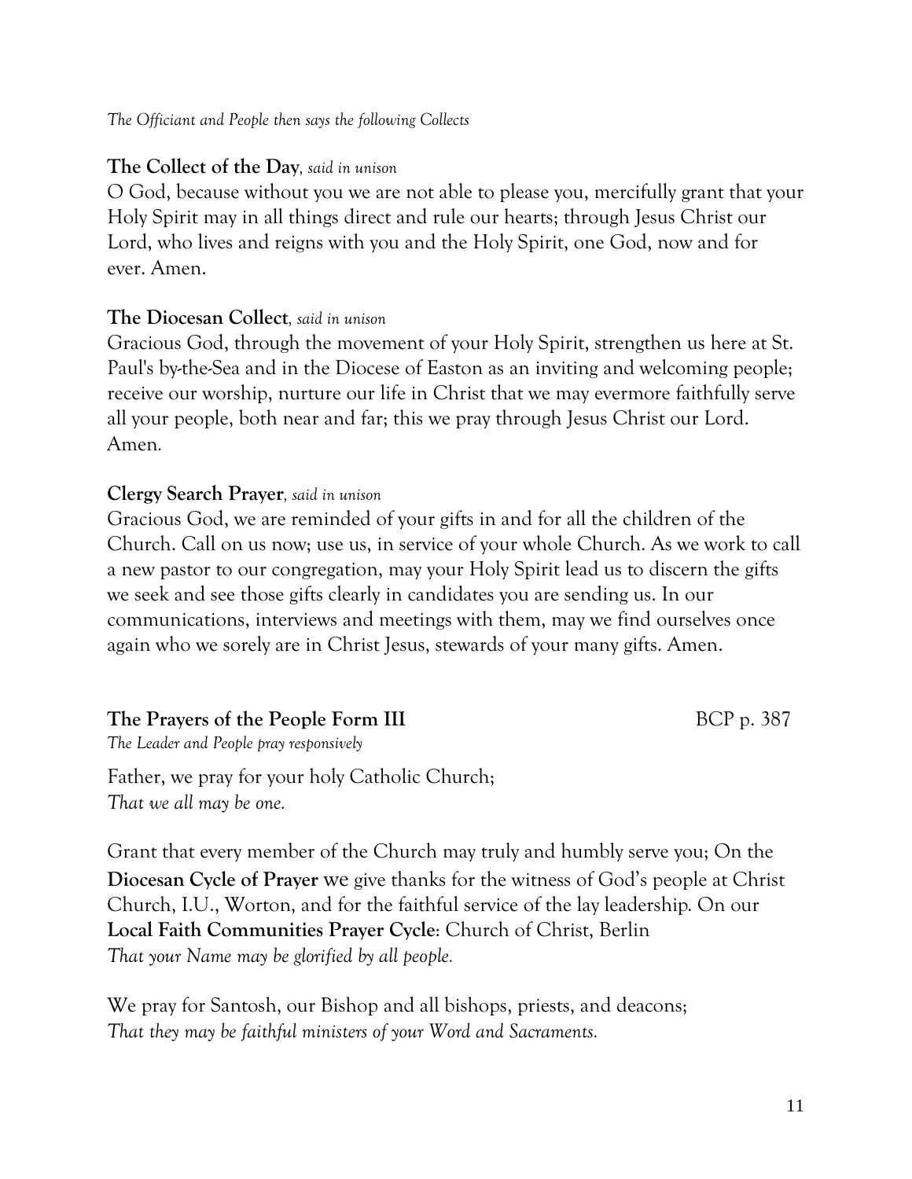*The Officiant and People then says the following Collects*

**The Collect of the Day**, *said in unison*

O God, because without you we are not able to please you, mercifully grant that your Holy Spirit may in all things direct and rule our hearts; through Jesus Christ our Lord, who lives and reigns with you and the Holy Spirit, one God, now and for ever. Amen.

**The Diocesan Collect**, *said in unison*

Gracious God, through the movement of your Holy Spirit, strengthen us here at St. Paul's by-the-Sea and in the Diocese of Easton as an inviting and welcoming people; receive our worship, nurture our life in Christ that we may evermore faithfully serve all your people, both near and far; this we pray through Jesus Christ our Lord. Amen.

**Clergy Search Prayer**, *said in unison*

Gracious God, we are reminded of your gifts in and for all the children of the Church. Call on us now; use us, in service of your whole Church. As we work to call a new pastor to our congregation, may your Holy Spirit lead us to discern the gifts we seek and see those gifts clearly in candidates you are sending us. In our communications, interviews and meetings with them, may we find ourselves once again who we sorely are in Christ Jesus, stewards of your many gifts. Amen.

**The Prayers of the People Form III** BCP p. 387

*The Leader and People pray responsively*

Father, we pray for your holy Catholic Church;
*That we all may be one.*

Grant that every member of the Church may truly and humbly serve you; On the **Diocesan Cycle of Prayer** we give thanks for the witness of God's people at Christ Church, I.U., Worton, and for the faithful service of the lay leadership. On our **Local Faith Communities Prayer Cycle**: Church of Christ, Berlin
*That your Name may be glorified by all people.*

We pray for Santosh, our Bishop and all bishops, priests, and deacons;
*That they may be faithful ministers of your Word and Sacraments.*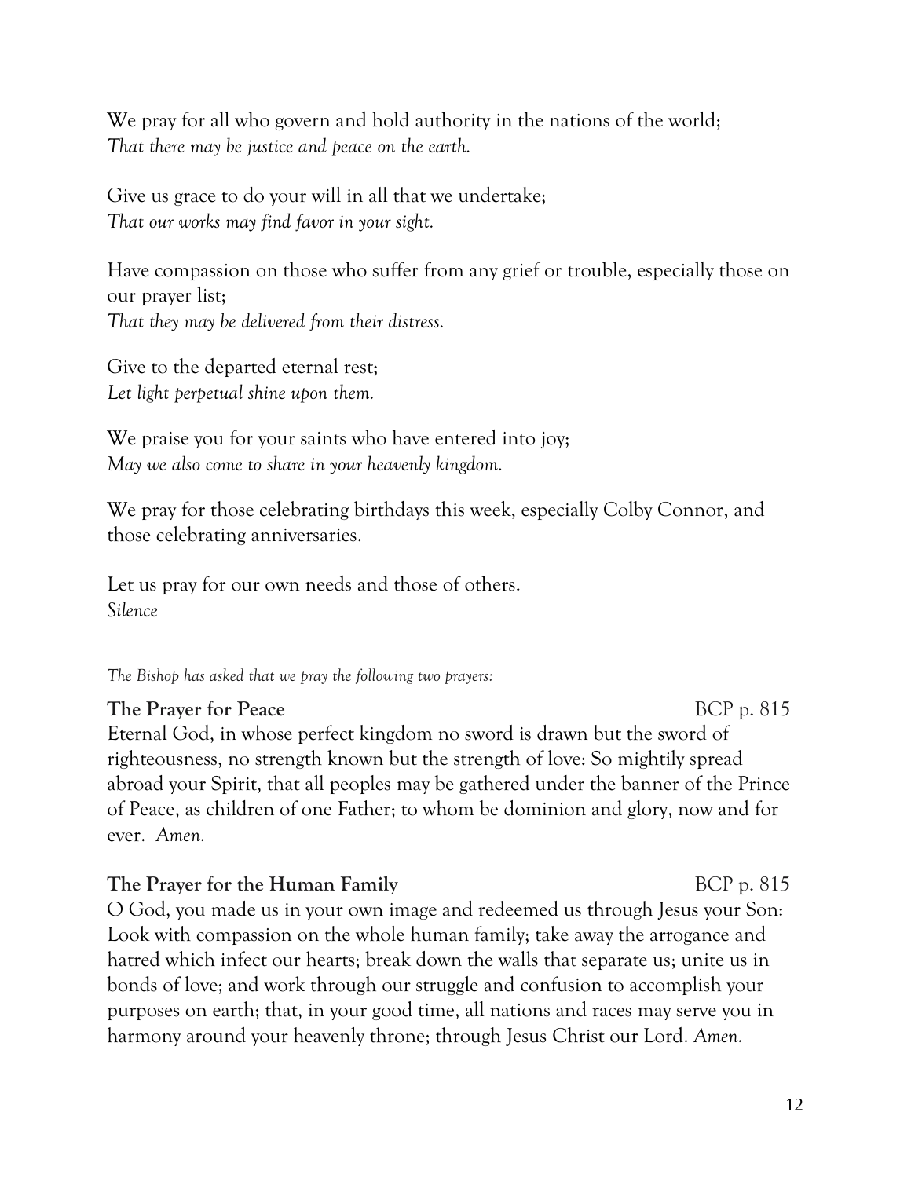We pray for all who govern and hold authority in the nations of the world;
*That there may be justice and peace on the earth.*

Give us grace to do your will in all that we undertake;
*That our works may find favor in your sight.*

Have compassion on those who suffer from any grief or trouble, especially those on our prayer list;
*That they may be delivered from their distress.*

Give to the departed eternal rest;
*Let light perpetual shine upon them.*

We praise you for your saints who have entered into joy;
*May we also come to share in your heavenly kingdom.*

We pray for those celebrating birthdays this week, especially Colby Connor, and those celebrating anniversaries.

Let us pray for our own needs and those of others.
*Silence*

*The Bishop has asked that we pray the following two prayers:*

**The Prayer for Peace** BCP p. 815
Eternal God, in whose perfect kingdom no sword is drawn but the sword of righteousness, no strength known but the strength of love: So mightily spread abroad your Spirit, that all peoples may be gathered under the banner of the Prince of Peace, as children of one Father; to whom be dominion and glory, now and for ever. *Amen.*

**The Prayer for the Human Family** BCP p. 815
O God, you made us in your own image and redeemed us through Jesus your Son: Look with compassion on the whole human family; take away the arrogance and hatred which infect our hearts; break down the walls that separate us; unite us in bonds of love; and work through our struggle and confusion to accomplish your purposes on earth; that, in your good time, all nations and races may serve you in harmony around your heavenly throne; through Jesus Christ our Lord. *Amen.*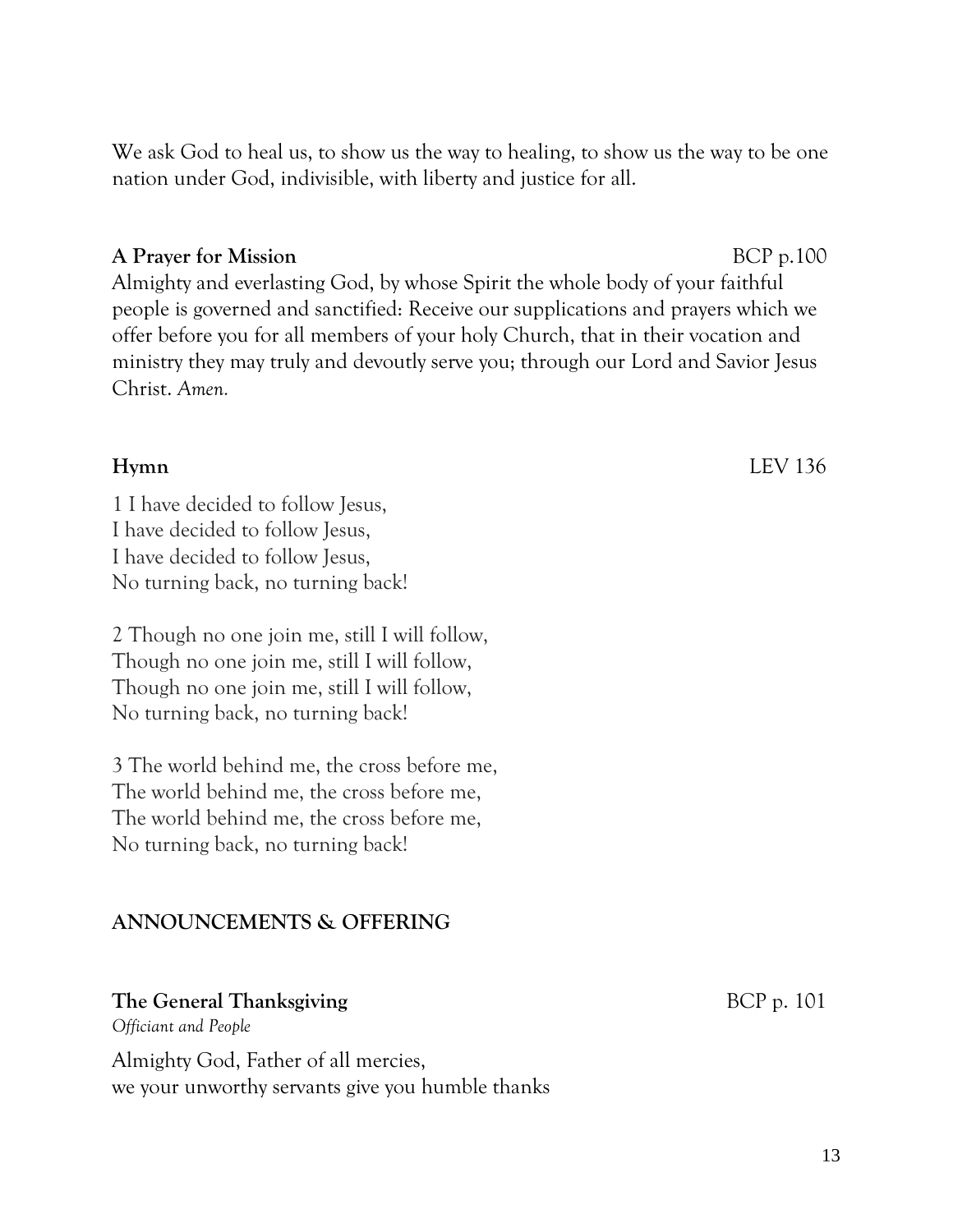We ask God to heal us, to show us the way to healing, to show us the way to be one nation under God, indivisible, with liberty and justice for all.

**A Prayer for Mission** BCP p.100

Almighty and everlasting God, by whose Spirit the whole body of your faithful people is governed and sanctified: Receive our supplications and prayers which we offer before you for all members of your holy Church, that in their vocation and ministry they may truly and devoutly serve you; through our Lord and Savior Jesus Christ. *Amen.*

**Hymn** LEV 136

1 I have decided to follow Jesus,
I have decided to follow Jesus,
I have decided to follow Jesus,
No turning back, no turning back!

2 Though no one join me, still I will follow,
Though no one join me, still I will follow,
Though no one join me, still I will follow,
No turning back, no turning back!

3 The world behind me, the cross before me,
The world behind me, the cross before me,
The world behind me, the cross before me,
No turning back, no turning back!

## ANNOUNCEMENTS & OFFERING

**The General Thanksgiving** BCP p. 101

*Officiant and People*

Almighty God, Father of all mercies,
we your unworthy servants give you humble thanks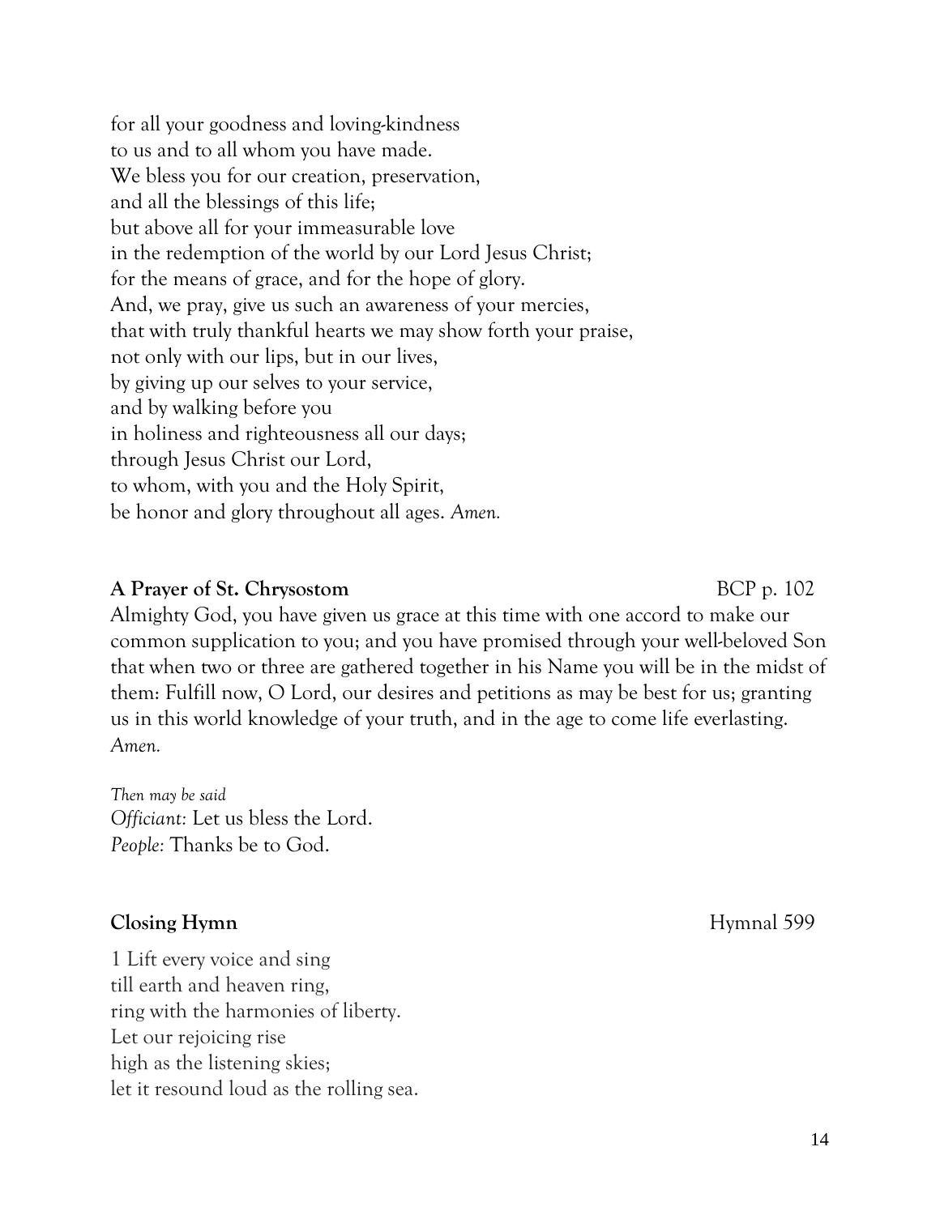for all your goodness and loving-kindness
to us and to all whom you have made.
We bless you for our creation, preservation,
and all the blessings of this life;
but above all for your immeasurable love
in the redemption of the world by our Lord Jesus Christ;
for the means of grace, and for the hope of glory.
And, we pray, give us such an awareness of your mercies,
that with truly thankful hearts we may show forth your praise,
not only with our lips, but in our lives,
by giving up our selves to your service,
and by walking before you
in holiness and righteousness all our days;
through Jesus Christ our Lord,
to whom, with you and the Holy Spirit,
be honor and glory throughout all ages. *Amen.*

**A Prayer of St. Chrysostom** BCP p. 102

Almighty God, you have given us grace at this time with one accord to make our common supplication to you; and you have promised through your well-beloved Son that when two or three are gathered together in his Name you will be in the midst of them: Fulfill now, O Lord, our desires and petitions as may be best for us; granting us in this world knowledge of your truth, and in the age to come life everlasting. *Amen.*

*Then may be said*
*Officiant:* Let us bless the Lord.
*People:* Thanks be to God.

**Closing Hymn** Hymnal 599

1 Lift every voice and sing
till earth and heaven ring,
ring with the harmonies of liberty.
Let our rejoicing rise
high as the listening skies;
let it resound loud as the rolling sea.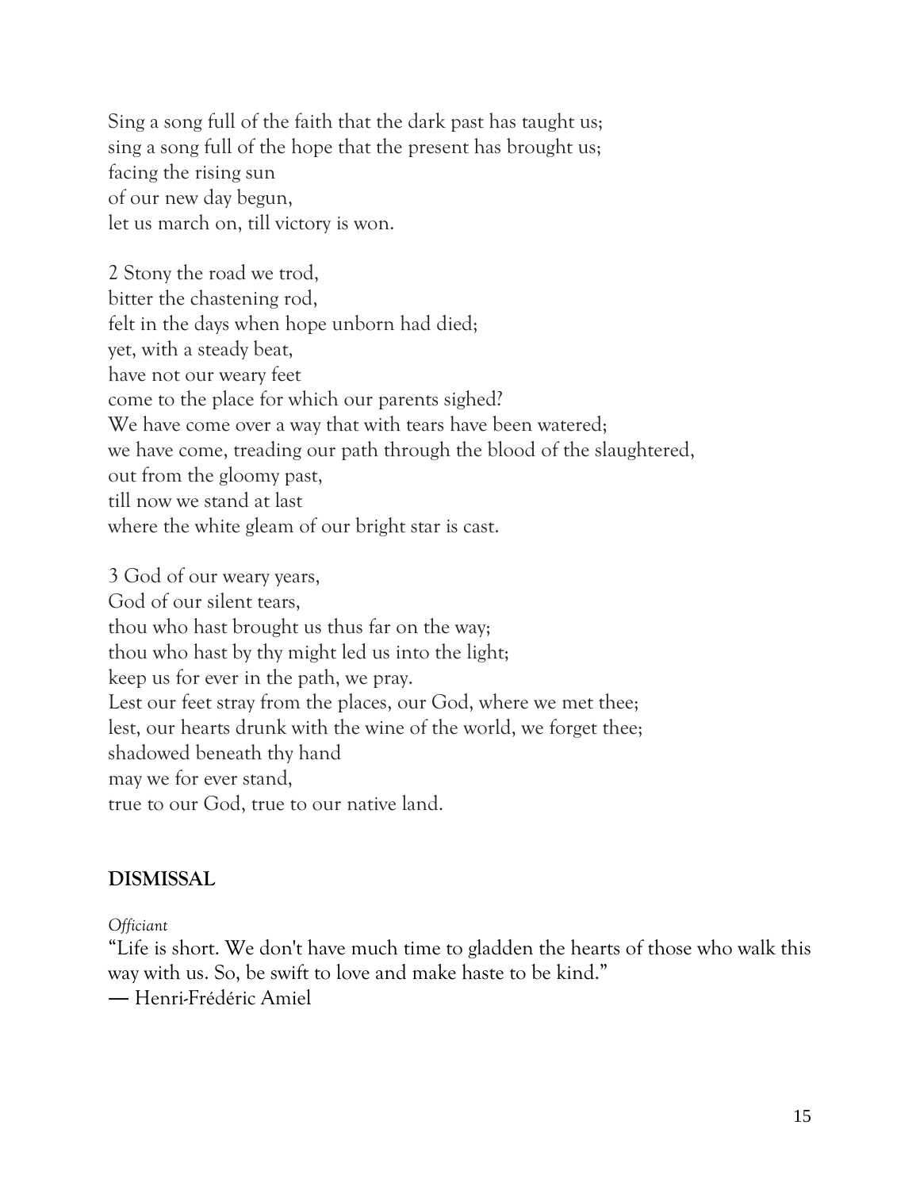Sing a song full of the faith that the dark past has taught us;
sing a song full of the hope that the present has brought us;
facing the rising sun
of our new day begun,
let us march on, till victory is won.

2 Stony the road we trod,
bitter the chastening rod,
felt in the days when hope unborn had died;
yet, with a steady beat,
have not our weary feet
come to the place for which our parents sighed?
We have come over a way that with tears have been watered;
we have come, treading our path through the blood of the slaughtered,
out from the gloomy past,
till now we stand at last
where the white gleam of our bright star is cast.

3 God of our weary years,
God of our silent tears,
thou who hast brought us thus far on the way;
thou who hast by thy might led us into the light;
keep us for ever in the path, we pray.
Lest our feet stray from the places, our God, where we met thee;
lest, our hearts drunk with the wine of the world, we forget thee;
shadowed beneath thy hand
may we for ever stand,
true to our God, true to our native land.

## DISMISSAL

*Officiant*

"Life is short. We don't have much time to gladden the hearts of those who walk this way with us. So, be swift to love and make haste to be kind."
― Henri-Frédéric Amiel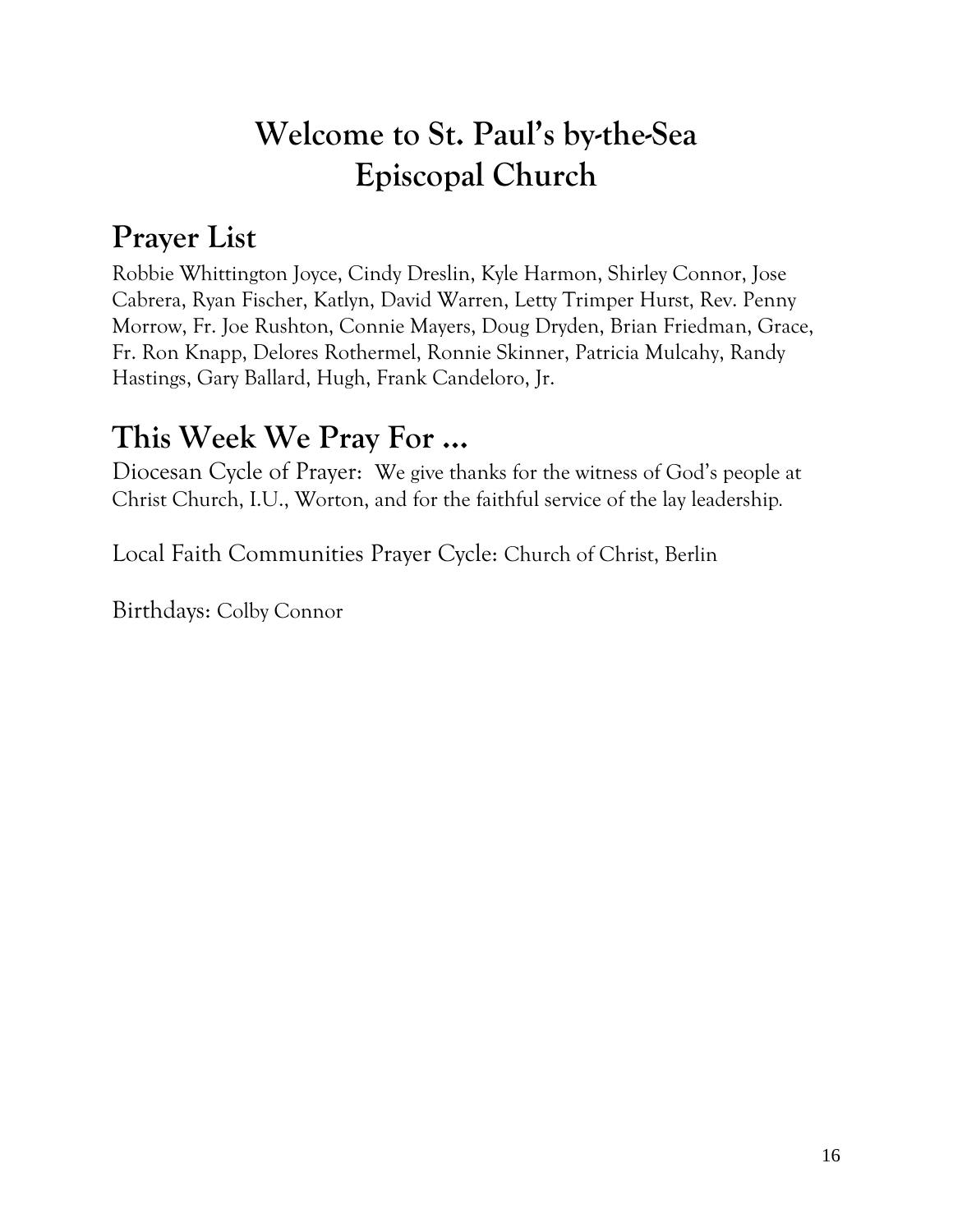# Welcome to St. Paul's by-the-Sea Episcopal Church

## Prayer List

Robbie Whittington Joyce, Cindy Dreslin, Kyle Harmon, Shirley Connor, Jose Cabrera, Ryan Fischer, Katlyn, David Warren, Letty Trimper Hurst, Rev. Penny Morrow, Fr. Joe Rushton, Connie Mayers, Doug Dryden, Brian Friedman, Grace, Fr. Ron Knapp, Delores Rothermel, Ronnie Skinner, Patricia Mulcahy, Randy Hastings, Gary Ballard, Hugh, Frank Candeloro, Jr.

## This Week We Pray For ...

Diocesan Cycle of Prayer: We give thanks for the witness of God's people at Christ Church, I.U., Worton, and for the faithful service of the lay leadership.

Local Faith Communities Prayer Cycle: Church of Christ, Berlin

Birthdays: Colby Connor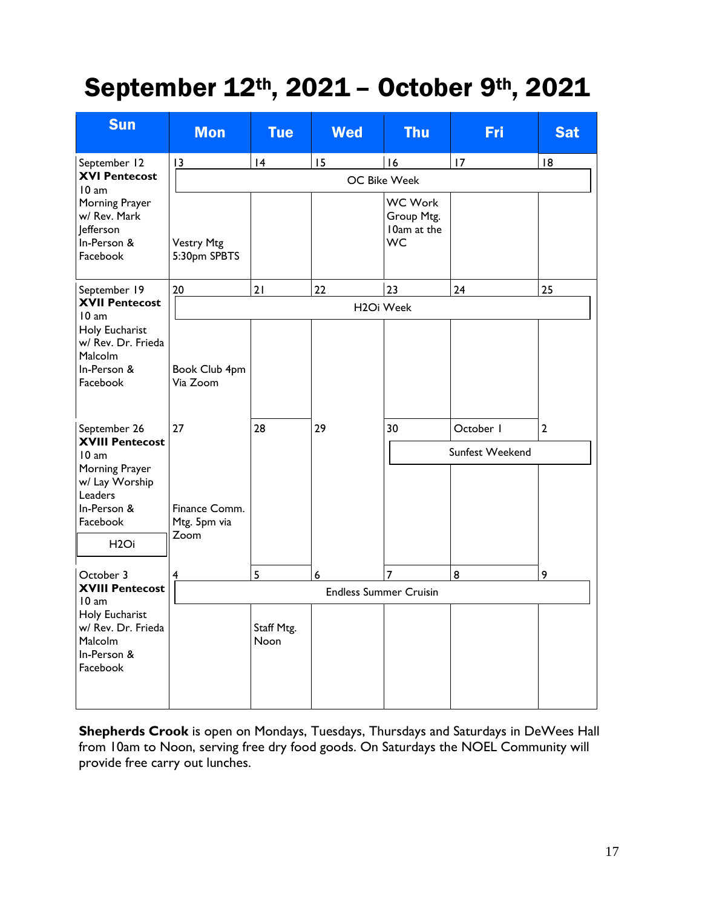# September 12th, 2021 – October 9th, 2021

| Sun | Mon | Tue | Wed | Thu | Fri | Sat |
|---|---|---|---|---|---|---|
| September 12 **XVI Pentecost** 10 am Morning Prayer w/ Rev. Mark Jefferson In-Person & Facebook | 13 OC Bike Week Vestry Mtg 5:30pm SPBTS | 14 OC Bike Week | 15 OC Bike Week | 16 OC Bike Week WC Work Group Mtg. 10am at the WC | 17 OC Bike Week | 18 OC Bike Week |
| September 19 **XVII Pentecost** 10 am Holy Eucharist w/ Rev. Dr. Frieda Malcolm In-Person & Facebook | 20 H2Oi Week Book Club 4pm Via Zoom | 21 H2Oi Week | 22 H2Oi Week | 23 H2Oi Week | 24 H2Oi Week | 25 H2Oi Week |
| September 26 **XVIII Pentecost** 10 am Morning Prayer w/ Lay Worship Leaders In-Person & Facebook H2Oi | 27 Finance Comm. Mtg. 5pm via Zoom | 28 | 29 | 30 Sunfest Weekend | October 1 Sunfest Weekend | 2 Sunfest Weekend |
| October 3 **XVIII Pentecost** 10 am Holy Eucharist w/ Rev. Dr. Frieda Malcolm In-Person & Facebook | 4 Endless Summer Cruisin | 5 Endless Summer Cruisin Staff Mtg. Noon | 6 Endless Summer Cruisin | 7 Endless Summer Cruisin | 8 Endless Summer Cruisin | 9 Endless Summer Cruisin |

**Shepherds Crook** is open on Mondays, Tuesdays, Thursdays and Saturdays in DeWees Hall from 10am to Noon, serving free dry food goods. On Saturdays the NOEL Community will provide free carry out lunches.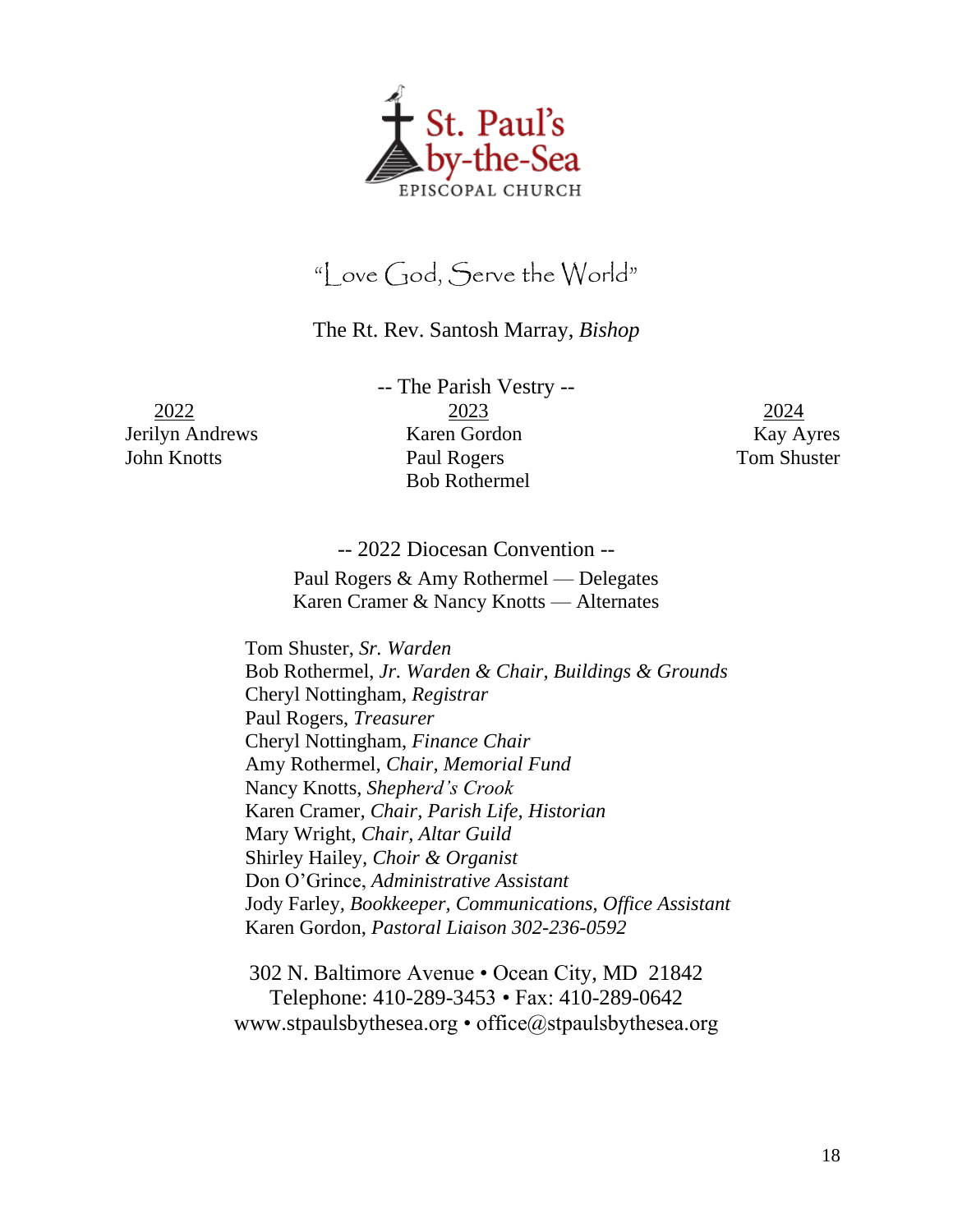St. Paul's by-the-Sea

EPISCOPAL CHURCH

"Love God, Serve the World"

The Rt. Rev. Santosh Marray, *Bishop*

-- The Parish Vestry --

| 2022 | 2023 | 2024 |
|---|---|---|
| Jerilyn Andrews | Karen Gordon | Kay Ayres |
| John Knotts | Paul Rogers | Tom Shuster |
| | Bob Rothermel | |

-- 2022 Diocesan Convention --

Paul Rogers & Amy Rothermel — Delegates
Karen Cramer & Nancy Knotts — Alternates

Tom Shuster, *Sr. Warden*
Bob Rothermel, *Jr. Warden & Chair, Buildings & Grounds*
Cheryl Nottingham, *Registrar*
Paul Rogers, *Treasurer*
Cheryl Nottingham, *Finance Chair*
Amy Rothermel, *Chair, Memorial Fund*
Nancy Knotts, *Shepherd's Crook*
Karen Cramer, *Chair, Parish Life, Historian*
Mary Wright, *Chair, Altar Guild*
Shirley Hailey, *Choir & Organist*
Don O'Grince, *Administrative Assistant*
Jody Farley, *Bookkeeper, Communications, Office Assistant*
Karen Gordon, *Pastoral Liaison 302-236-0592*

302 N. Baltimore Avenue • Ocean City, MD 21842
Telephone: 410-289-3453 • Fax: 410-289-0642
www.stpaulsbythesea.org • office@stpaulsbythesea.org